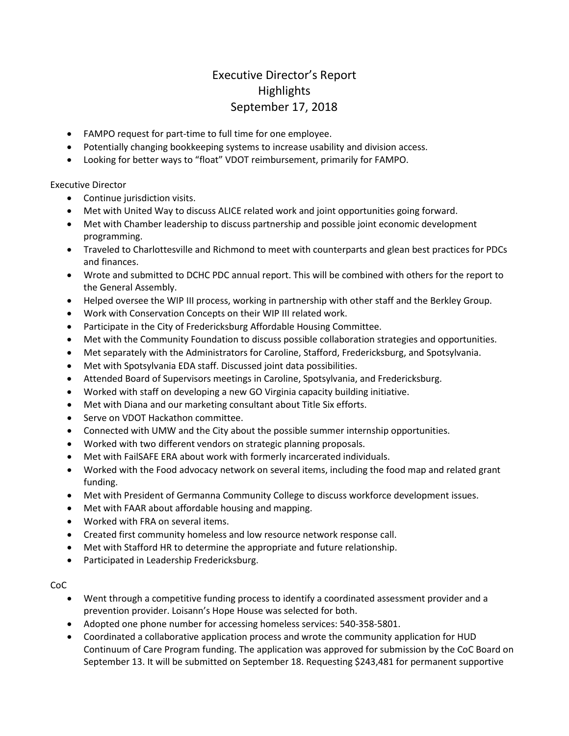# Executive Director's Report
## Highlights
## September 17, 2018

- FAMPO request for part-time to full time for one employee.
- Potentially changing bookkeeping systems to increase usability and division access.
- Looking for better ways to "float" VDOT reimbursement, primarily for FAMPO.

Executive Director

- Continue jurisdiction visits.
- Met with United Way to discuss ALICE related work and joint opportunities going forward.
- Met with Chamber leadership to discuss partnership and possible joint economic development programming.
- Traveled to Charlottesville and Richmond to meet with counterparts and glean best practices for PDCs and finances.
- Wrote and submitted to DCHC PDC annual report. This will be combined with others for the report to the General Assembly.
- Helped oversee the WIP III process, working in partnership with other staff and the Berkley Group.
- Work with Conservation Concepts on their WIP III related work.
- Participate in the City of Fredericksburg Affordable Housing Committee.
- Met with the Community Foundation to discuss possible collaboration strategies and opportunities.
- Met separately with the Administrators for Caroline, Stafford, Fredericksburg, and Spotsylvania.
- Met with Spotsylvania EDA staff. Discussed joint data possibilities.
- Attended Board of Supervisors meetings in Caroline, Spotsylvania, and Fredericksburg.
- Worked with staff on developing a new GO Virginia capacity building initiative.
- Met with Diana and our marketing consultant about Title Six efforts.
- Serve on VDOT Hackathon committee.
- Connected with UMW and the City about the possible summer internship opportunities.
- Worked with two different vendors on strategic planning proposals.
- Met with FailSAFE ERA about work with formerly incarcerated individuals.
- Worked with the Food advocacy network on several items, including the food map and related grant funding.
- Met with President of Germanna Community College to discuss workforce development issues.
- Met with FAAR about affordable housing and mapping.
- Worked with FRA on several items.
- Created first community homeless and low resource network response call.
- Met with Stafford HR to determine the appropriate and future relationship.
- Participated in Leadership Fredericksburg.

CoC

- Went through a competitive funding process to identify a coordinated assessment provider and a prevention provider. Loisann's Hope House was selected for both.
- Adopted one phone number for accessing homeless services: 540-358-5801.
- Coordinated a collaborative application process and wrote the community application for HUD Continuum of Care Program funding. The application was approved for submission by the CoC Board on September 13. It will be submitted on September 18. Requesting $243,481 for permanent supportive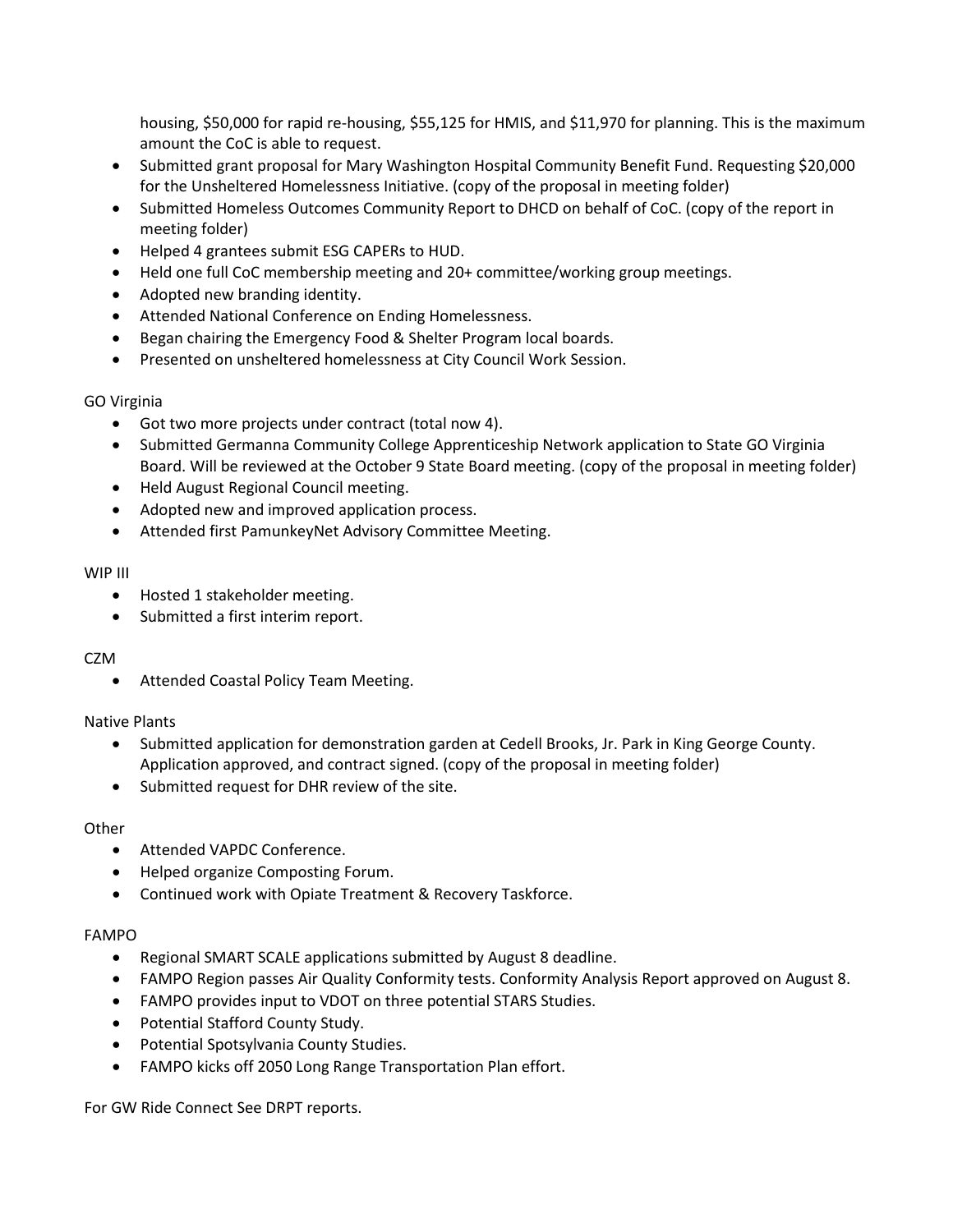housing, $50,000 for rapid re-housing, $55,125 for HMIS, and $11,970 for planning. This is the maximum amount the CoC is able to request.

- Submitted grant proposal for Mary Washington Hospital Community Benefit Fund. Requesting $20,000 for the Unsheltered Homelessness Initiative. (copy of the proposal in meeting folder)
- Submitted Homeless Outcomes Community Report to DHCD on behalf of CoC. (copy of the report in meeting folder)
- Helped 4 grantees submit ESG CAPERs to HUD.
- Held one full CoC membership meeting and 20+ committee/working group meetings.
- Adopted new branding identity.
- Attended National Conference on Ending Homelessness.
- Began chairing the Emergency Food & Shelter Program local boards.
- Presented on unsheltered homelessness at City Council Work Session.

GO Virginia

- Got two more projects under contract (total now 4).
- Submitted Germanna Community College Apprenticeship Network application to State GO Virginia Board. Will be reviewed at the October 9 State Board meeting. (copy of the proposal in meeting folder)
- Held August Regional Council meeting.
- Adopted new and improved application process.
- Attended first PamunkeyNet Advisory Committee Meeting.

WIP III

- Hosted 1 stakeholder meeting.
- Submitted a first interim report.

CZM

- Attended Coastal Policy Team Meeting.

Native Plants

- Submitted application for demonstration garden at Cedell Brooks, Jr. Park in King George County. Application approved, and contract signed. (copy of the proposal in meeting folder)
- Submitted request for DHR review of the site.

Other

- Attended VAPDC Conference.
- Helped organize Composting Forum.
- Continued work with Opiate Treatment & Recovery Taskforce.

FAMPO

- Regional SMART SCALE applications submitted by August 8 deadline.
- FAMPO Region passes Air Quality Conformity tests. Conformity Analysis Report approved on August 8.
- FAMPO provides input to VDOT on three potential STARS Studies.
- Potential Stafford County Study.
- Potential Spotsylvania County Studies.
- FAMPO kicks off 2050 Long Range Transportation Plan effort.

For GW Ride Connect See DRPT reports.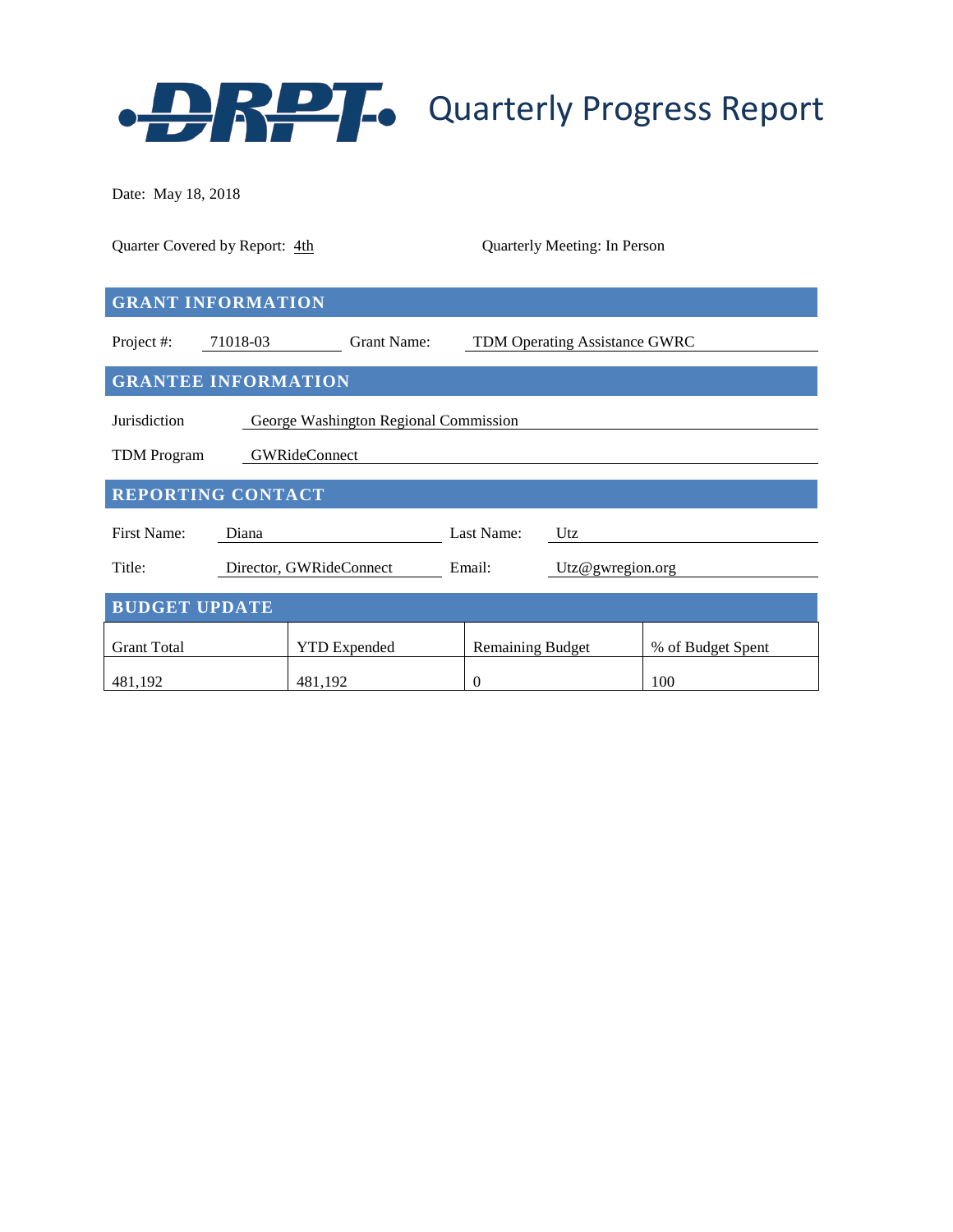# DRPT Quarterly Progress Report

Date: May 18, 2018

Quarter Covered by Report: 4th

Quarterly Meeting: In Person

## GRANT INFORMATION

Project #: 71018-03

Grant Name: TDM Operating Assistance GWRC

## GRANTEE INFORMATION

Jurisdiction: George Washington Regional Commission

TDM Program: GWRideConnect

## REPORTING CONTACT

First Name: Diana

Last Name: Utz

Title: Director, GWRideConnect

Email: Utz@gwregion.org

## BUDGET UPDATE

| Grant Total | YTD Expended | Remaining Budget | % of Budget Spent |
|---|---|---|---|
| 481,192 | 481,192 | 0 | 100 |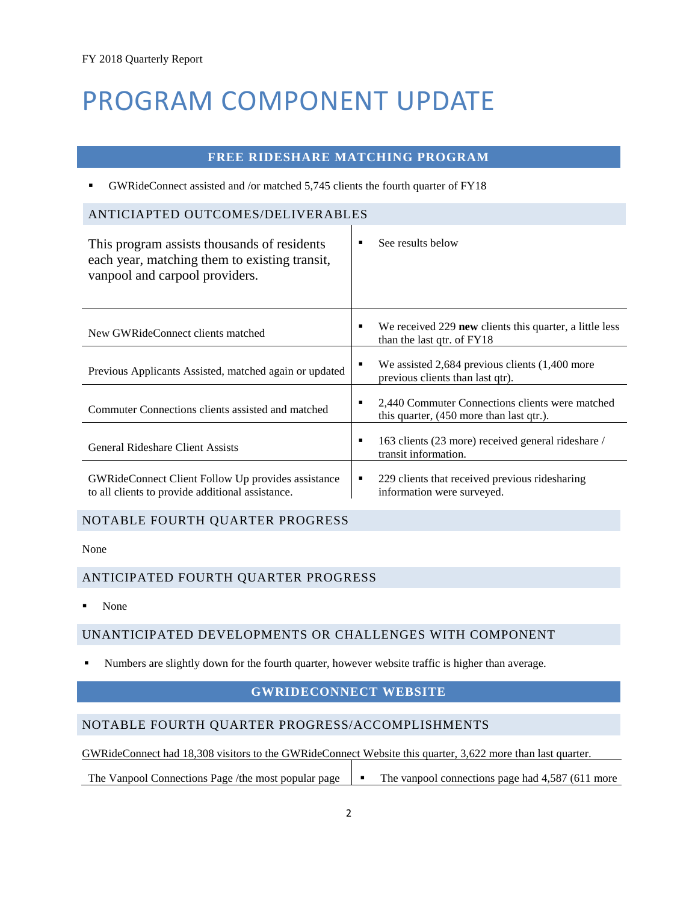FY 2018 Quarterly Report

# PROGRAM COMPONENT UPDATE

## FREE RIDESHARE MATCHING PROGRAM

- GWRideConnect assisted and /or matched 5,745 clients the fourth quarter of FY18

### ANTICIAPTED OUTCOMES/DELIVERABLES

| | |
|---|---|
| This program assists thousands of residents each year, matching them to existing transit, vanpool and carpool providers. | ▪ See results below |
| New GWRideConnect clients matched | ▪ We received 229 **new** clients this quarter, a little less than the last qtr. of FY18 |
| Previous Applicants Assisted, matched again or updated | ▪ We assisted 2,684 previous clients (1,400 more previous clients than last qtr). |
| Commuter Connections clients assisted and matched | ▪ 2,440 Commuter Connections clients were matched this quarter, (450 more than last qtr.). |
| General Rideshare Client Assists | ▪ 163 clients (23 more) received general rideshare / transit information. |
| GWRideConnect Client Follow Up provides assistance to all clients to provide additional assistance. | ▪ 229 clients that received previous ridesharing information were surveyed. |

### NOTABLE FOURTH QUARTER PROGRESS

None

### ANTICIPATED FOURTH QUARTER PROGRESS

- None

### UNANTICIPATED DEVELOPMENTS OR CHALLENGES WITH COMPONENT

- Numbers are slightly down for the fourth quarter, however website traffic is higher than average.

## GWRIDECONNECT WEBSITE

### NOTABLE FOURTH QUARTER PROGRESS/ACCOMPLISHMENTS

GWRideConnect had 18,308 visitors to the GWRideConnect Website this quarter, 3,622 more than last quarter.

| | |
|---|---|
| The Vanpool Connections Page /the most popular page | ▪ The vanpool connections page had 4,587 (611 more |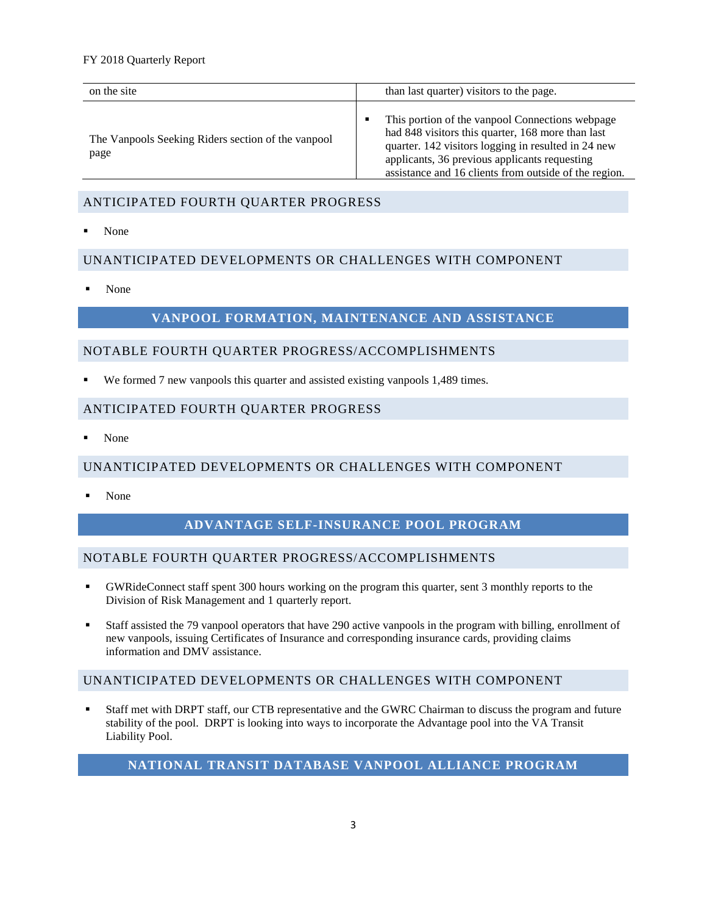| on the site | than last quarter) visitors to the page. |
|---|---|
| The Vanpools Seeking Riders section of the vanpool page | ▪ This portion of the vanpool Connections webpage had 848 visitors this quarter, 168 more than last quarter. 142 visitors logging in resulted in 24 new applicants, 36 previous applicants requesting assistance and 16 clients from outside of the region. |

## ANTICIPATED FOURTH QUARTER PROGRESS

- None

## UNANTICIPATED DEVELOPMENTS OR CHALLENGES WITH COMPONENT

- None

# VANPOOL FORMATION, MAINTENANCE AND ASSISTANCE

## NOTABLE FOURTH QUARTER PROGRESS/ACCOMPLISHMENTS

- We formed 7 new vanpools this quarter and assisted existing vanpools 1,489 times.

## ANTICIPATED FOURTH QUARTER PROGRESS

- None

## UNANTICIPATED DEVELOPMENTS OR CHALLENGES WITH COMPONENT

- None

# ADVANTAGE SELF-INSURANCE POOL PROGRAM

## NOTABLE FOURTH QUARTER PROGRESS/ACCOMPLISHMENTS

- GWRideConnect staff spent 300 hours working on the program this quarter, sent 3 monthly reports to the Division of Risk Management and 1 quarterly report.
- Staff assisted the 79 vanpool operators that have 290 active vanpools in the program with billing, enrollment of new vanpools, issuing Certificates of Insurance and corresponding insurance cards, providing claims information and DMV assistance.

## UNANTICIPATED DEVELOPMENTS OR CHALLENGES WITH COMPONENT

- Staff met with DRPT staff, our CTB representative and the GWRC Chairman to discuss the program and future stability of the pool. DRPT is looking into ways to incorporate the Advantage pool into the VA Transit Liability Pool.

# NATIONAL TRANSIT DATABASE VANPOOL ALLIANCE PROGRAM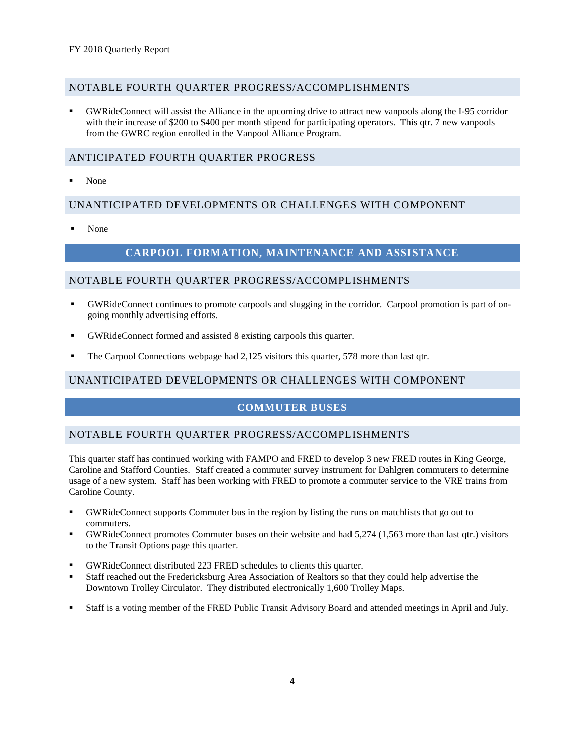## NOTABLE FOURTH QUARTER PROGRESS/ACCOMPLISHMENTS

- GWRideConnect will assist the Alliance in the upcoming drive to attract new vanpools along the I-95 corridor with their increase of $200 to $400 per month stipend for participating operators. This qtr. 7 new vanpools from the GWRC region enrolled in the Vanpool Alliance Program.

## ANTICIPATED FOURTH QUARTER PROGRESS

- None

## UNANTICIPATED DEVELOPMENTS OR CHALLENGES WITH COMPONENT

- None

# CARPOOL FORMATION, MAINTENANCE AND ASSISTANCE

## NOTABLE FOURTH QUARTER PROGRESS/ACCOMPLISHMENTS

- GWRideConnect continues to promote carpools and slugging in the corridor. Carpool promotion is part of on-going monthly advertising efforts.
- GWRideConnect formed and assisted 8 existing carpools this quarter.
- The Carpool Connections webpage had 2,125 visitors this quarter, 578 more than last qtr.

## UNANTICIPATED DEVELOPMENTS OR CHALLENGES WITH COMPONENT

# COMMUTER BUSES

## NOTABLE FOURTH QUARTER PROGRESS/ACCOMPLISHMENTS

This quarter staff has continued working with FAMPO and FRED to develop 3 new FRED routes in King George, Caroline and Stafford Counties. Staff created a commuter survey instrument for Dahlgren commuters to determine usage of a new system. Staff has been working with FRED to promote a commuter service to the VRE trains from Caroline County.

- GWRideConnect supports Commuter bus in the region by listing the runs on matchlists that go out to commuters.
- GWRideConnect promotes Commuter buses on their website and had 5,274 (1,563 more than last qtr.) visitors to the Transit Options page this quarter.
- GWRideConnect distributed 223 FRED schedules to clients this quarter.
- Staff reached out the Fredericksburg Area Association of Realtors so that they could help advertise the Downtown Trolley Circulator. They distributed electronically 1,600 Trolley Maps.
- Staff is a voting member of the FRED Public Transit Advisory Board and attended meetings in April and July.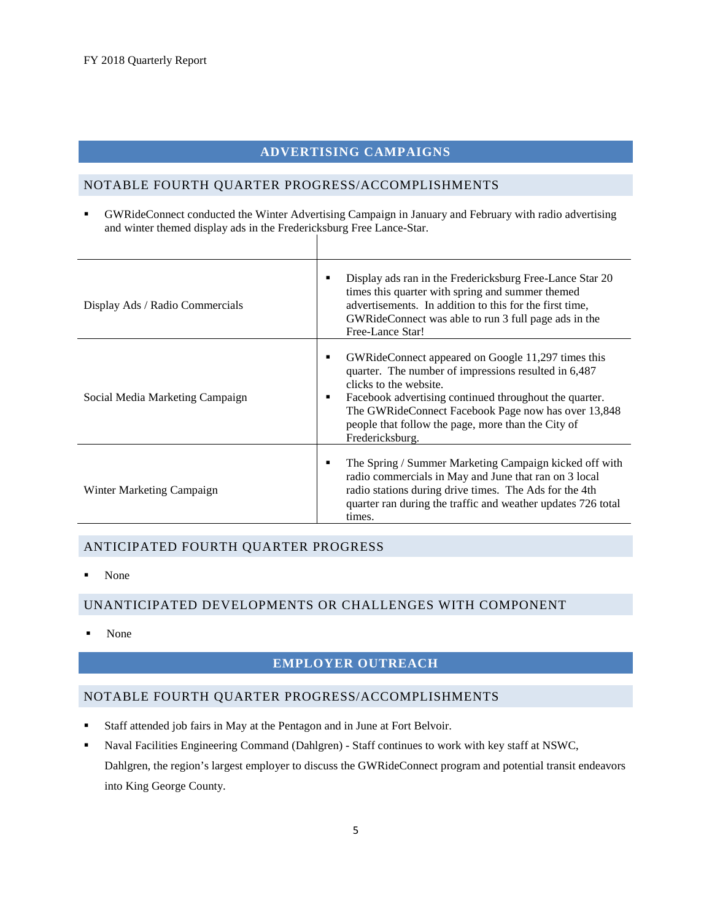## ADVERTISING CAMPAIGNS

### NOTABLE FOURTH QUARTER PROGRESS/ACCOMPLISHMENTS

- GWRideConnect conducted the Winter Advertising Campaign in January and February with radio advertising and winter themed display ads in the Fredericksburg Free Lance-Star.

| | |
|---|---|
| Display Ads / Radio Commercials | ▪ Display ads ran in the Fredericksburg Free-Lance Star 20 times this quarter with spring and summer themed advertisements. In addition to this for the first time, GWRideConnect was able to run 3 full page ads in the Free-Lance Star! |
| Social Media Marketing Campaign | ▪ GWRideConnect appeared on Google 11,297 times this quarter. The number of impressions resulted in 6,487 clicks to the website.<br>▪ Facebook advertising continued throughout the quarter. The GWRideConnect Facebook Page now has over 13,848 people that follow the page, more than the City of Fredericksburg. |
| Winter Marketing Campaign | ▪ The Spring / Summer Marketing Campaign kicked off with radio commercials in May and June that ran on 3 local radio stations during drive times. The Ads for the 4th quarter ran during the traffic and weather updates 726 total times. |

### ANTICIPATED FOURTH QUARTER PROGRESS

- None

### UNANTICIPATED DEVELOPMENTS OR CHALLENGES WITH COMPONENT

- None

## EMPLOYER OUTREACH

### NOTABLE FOURTH QUARTER PROGRESS/ACCOMPLISHMENTS

- Staff attended job fairs in May at the Pentagon and in June at Fort Belvoir.
- Naval Facilities Engineering Command (Dahlgren) - Staff continues to work with key staff at NSWC, Dahlgren, the region's largest employer to discuss the GWRideConnect program and potential transit endeavors into King George County.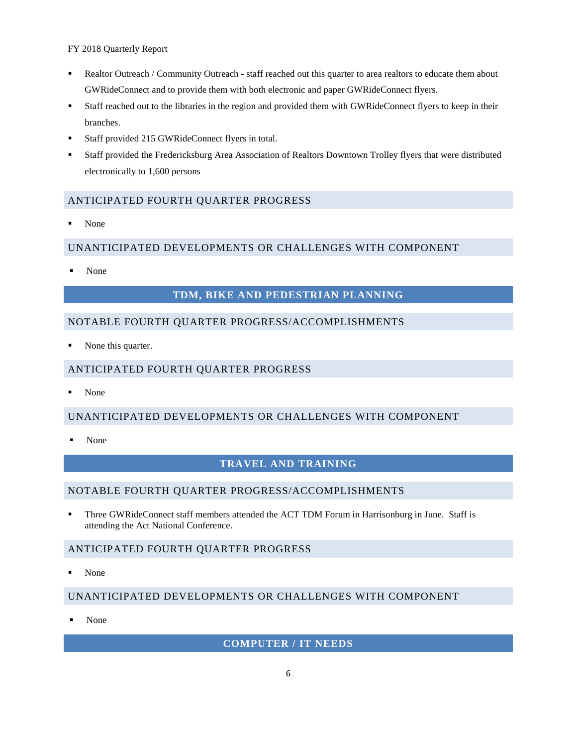- Realtor Outreach / Community Outreach - staff reached out this quarter to area realtors to educate them about GWRideConnect and to provide them with both electronic and paper GWRideConnect flyers.
- Staff reached out to the libraries in the region and provided them with GWRideConnect flyers to keep in their branches.
- Staff provided 215 GWRideConnect flyers in total.
- Staff provided the Fredericksburg Area Association of Realtors Downtown Trolley flyers that were distributed electronically to 1,600 persons

### ANTICIPATED FOURTH QUARTER PROGRESS

- None

### UNANTICIPATED DEVELOPMENTS OR CHALLENGES WITH COMPONENT

- None

## TDM, BIKE AND PEDESTRIAN PLANNING

### NOTABLE FOURTH QUARTER PROGRESS/ACCOMPLISHMENTS

- None this quarter.

### ANTICIPATED FOURTH QUARTER PROGRESS

- None

### UNANTICIPATED DEVELOPMENTS OR CHALLENGES WITH COMPONENT

- None

## TRAVEL AND TRAINING

### NOTABLE FOURTH QUARTER PROGRESS/ACCOMPLISHMENTS

- Three GWRideConnect staff members attended the ACT TDM Forum in Harrisonburg in June. Staff is attending the Act National Conference.

### ANTICIPATED FOURTH QUARTER PROGRESS

- None

### UNANTICIPATED DEVELOPMENTS OR CHALLENGES WITH COMPONENT

- None

## COMPUTER / IT NEEDS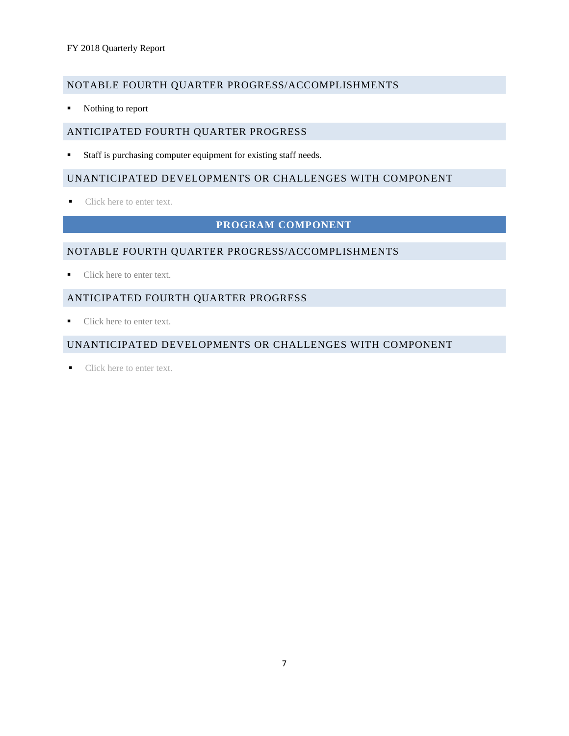## NOTABLE FOURTH QUARTER PROGRESS/ACCOMPLISHMENTS

- Nothing to report

## ANTICIPATED FOURTH QUARTER PROGRESS

- Staff is purchasing computer equipment for existing staff needs.

## UNANTICIPATED DEVELOPMENTS OR CHALLENGES WITH COMPONENT

- Click here to enter text.

# PROGRAM COMPONENT

## NOTABLE FOURTH QUARTER PROGRESS/ACCOMPLISHMENTS

- Click here to enter text.

## ANTICIPATED FOURTH QUARTER PROGRESS

- Click here to enter text.

## UNANTICIPATED DEVELOPMENTS OR CHALLENGES WITH COMPONENT

- Click here to enter text.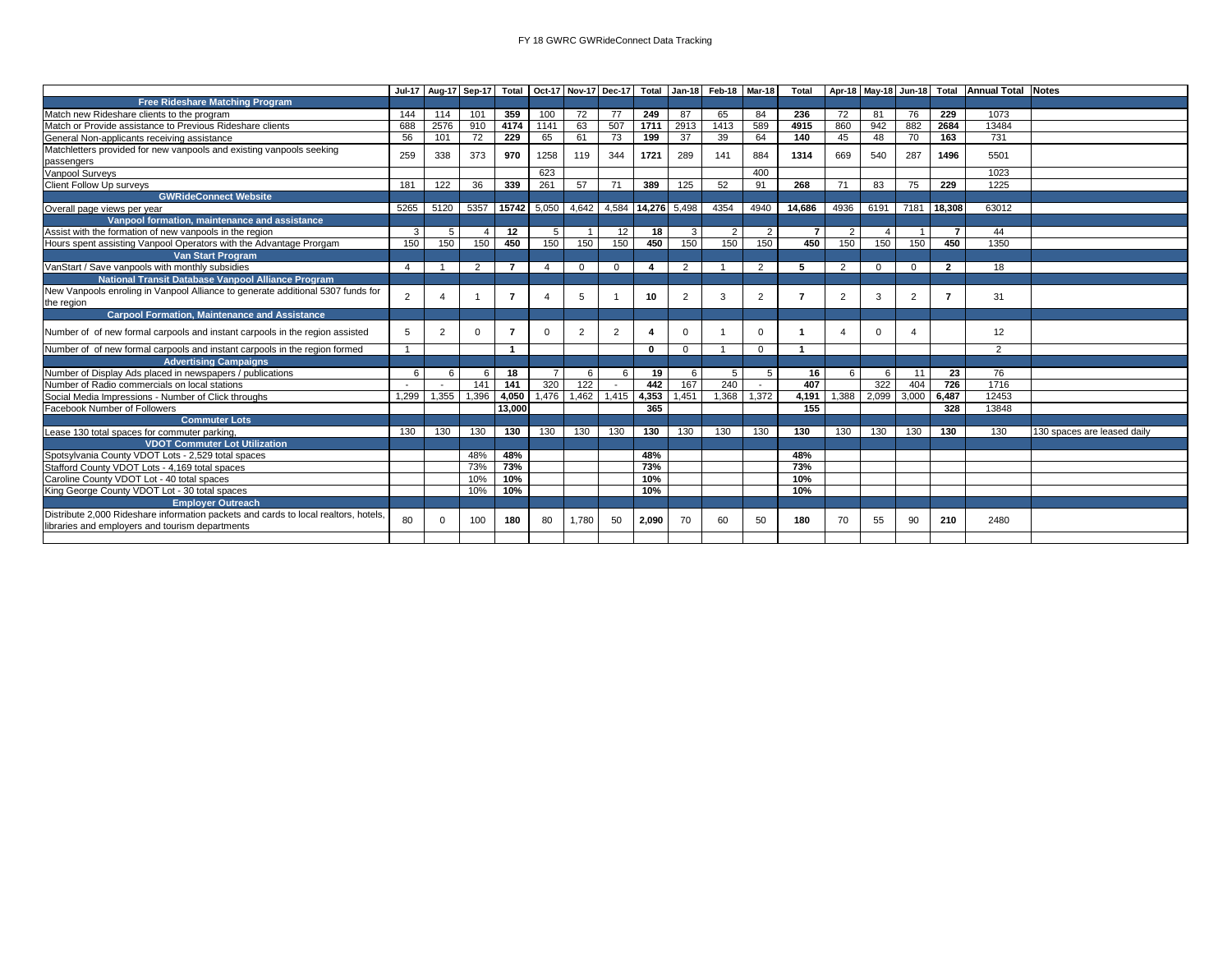# FY 18 GWRC GWRideConnect Data Tracking

| | Jul-17 | Aug-17 | Sep-17 | Total | Oct-17 | Nov-17 | Dec-17 | Total | Jan-18 | Feb-18 | Mar-18 | Total | Apr-18 | May-18 | Jun-18 | Total | Annual Total | Notes |
|---|---|---|---|---|---|---|---|---|---|---|---|---|---|---|---|---|---|---|
| **Free Rideshare Matching Program** | | | | | | | | | | | | | | | | | | |
| Match new Rideshare clients to the program | 144 | 114 | 101 | **359** | 100 | 72 | 77 | **249** | 87 | 65 | 84 | **236** | 72 | 81 | 76 | **229** | 1073 | |
| Match or Provide assistance to Previous Rideshare clients | 688 | 2576 | 910 | **4174** | 1141 | 63 | 507 | **1711** | 2913 | 1413 | 589 | **4915** | 860 | 942 | 882 | **2684** | 13484 | |
| General Non-applicants receiving assistance | 56 | 101 | 72 | **229** | 65 | 61 | 73 | **199** | 37 | 39 | 64 | **140** | 45 | 48 | 70 | **163** | 731 | |
| Matchletters provided for new vanpools and existing vanpools seeking passengers | 259 | 338 | 373 | **970** | 1258 | 119 | 344 | **1721** | 289 | 141 | 884 | **1314** | 669 | 540 | 287 | **1496** | 5501 | |
| Vanpool Surveys | | | | | 623 | | | | | | 400 | | | | | | 1023 | |
| Client Follow Up surveys | 181 | 122 | 36 | **339** | 261 | 57 | 71 | **389** | 125 | 52 | 91 | **268** | 71 | 83 | 75 | **229** | 1225 | |
| **GWRideConnect Website** | | | | | | | | | | | | | | | | | | |
| Overall page views per year | 5265 | 5120 | 5357 | **15742** | 5,050 | 4,642 | 4,584 | **14,276** | 5,498 | 4354 | 4940 | **14,686** | 4936 | 6191 | 7181 | **18,308** | 63012 | |
| **Vanpool formation, maintenance and assistance** | | | | | | | | | | | | | | | | | | |
| Assist with the formation of new vanpools in the region | 3 | 5 | 4 | **12** | 5 | 1 | 12 | **18** | 3 | 2 | 2 | **7** | 2 | 4 | 1 | **7** | 44 | |
| Hours spent assisting Vanpool Operators with the Advantage Prorgam | 150 | 150 | 150 | **450** | 150 | 150 | 150 | **450** | 150 | 150 | 150 | **450** | 150 | 150 | 150 | **450** | 1350 | |
| **Van Start Program** | | | | | | | | | | | | | | | | | | |
| VanStart / Save vanpools with monthly subsidies | 4 | 1 | 2 | **7** | 4 | 0 | 0 | **4** | 2 | 1 | 2 | **5** | 2 | 0 | 0 | **2** | 18 | |
| **National Transit Database Vanpool Alliance Program** | | | | | | | | | | | | | | | | | | |
| New Vanpools enroling in Vanpool Alliance to generate additional 5307 funds for the region | 2 | 4 | 1 | **7** | 4 | 5 | 1 | **10** | 2 | 3 | 2 | **7** | 2 | 3 | 2 | **7** | 31 | |
| **Carpool Formation, Maintenance and Assistance** | | | | | | | | | | | | | | | | | | |
| Number of of new formal carpools and instant carpools in the region assisted | 5 | 2 | 0 | **7** | 0 | 2 | 2 | **4** | 0 | 1 | 0 | **1** | 4 | 0 | 4 | | 12 | |
| Number of of new formal carpools and instant carpools in the region formed | 1 | | | **1** | | | | **0** | 0 | 1 | 0 | **1** | | | | | 2 | |
| **Advertising Campaigns** | | | | | | | | | | | | | | | | | | |
| Number of Display Ads placed in newspapers / publications | 6 | 6 | 6 | **18** | 7 | 6 | 6 | **19** | 6 | 5 | 5 | **16** | 6 | 6 | 11 | **23** | 76 | |
| Number of Radio commercials on local stations | - | - | 141 | **141** | 320 | 122 | - | **442** | 167 | 240 | - | **407** | | 322 | 404 | **726** | 1716 | |
| Social Media Impressions - Number of Click throughs | 1,299 | 1,355 | 1,396 | **4,050** | 1,476 | 1,462 | 1,415 | **4,353** | 1,451 | 1,368 | 1,372 | **4,191** | 1,388 | 2,099 | 3,000 | **6,487** | 12453 | |
| Facebook Number of Followers | | | | **13,000** | | | | **365** | | | | **155** | | | | **328** | 13848 | |
| **Commuter Lots** | | | | | | | | | | | | | | | | | | |
| Lease 130 total spaces for commuter parking, | 130 | 130 | 130 | **130** | 130 | 130 | 130 | **130** | 130 | 130 | 130 | **130** | 130 | 130 | 130 | **130** | 130 | 130 spaces are leased daily |
| **VDOT Commuter Lot Utilization** | | | | | | | | | | | | | | | | | | |
| Spotsylvania County VDOT Lots - 2,529 total spaces | | | 48% | **48%** | | | | **48%** | | | | **48%** | | | | | | |
| Stafford County VDOT Lots - 4,169 total spaces | | | 73% | **73%** | | | | **73%** | | | | **73%** | | | | | | |
| Caroline County VDOT Lot - 40 total spaces | | | 10% | **10%** | | | | **10%** | | | | **10%** | | | | | | |
| King George County VDOT Lot - 30 total spaces | | | 10% | **10%** | | | | **10%** | | | | **10%** | | | | | | |
| **Employer Outreach** | | | | | | | | | | | | | | | | | | |
| Distribute 2,000 Rideshare information packets and cards to local realtors, hotels, libraries and employers and tourism departments | 80 | 0 | 100 | **180** | 80 | 1,780 | 50 | **2,090** | 70 | 60 | 50 | **180** | 70 | 55 | 90 | **210** | 2480 | |